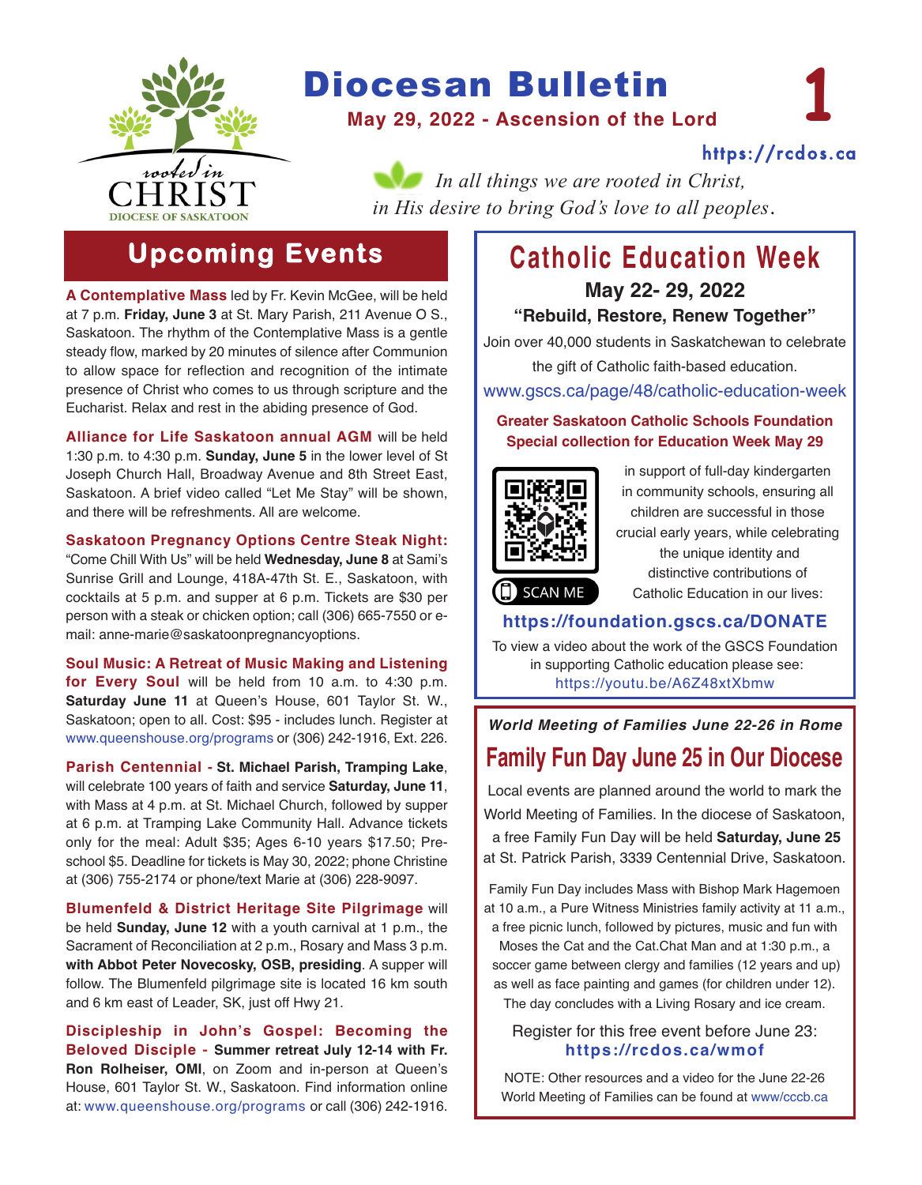# Diocesan Bulletin

**May 29, 2022 - Ascension of the Lord**

https://rcdos.ca

*rooted in* CHRIST — DIOCESE OF SASKATOON

*In all things we are rooted in Christ, in His desire to bring God's love to all peoples.*

## Upcoming Events

**A Contemplative Mass** led by Fr. Kevin McGee, will be held at 7 p.m. **Friday, June 3** at St. Mary Parish, 211 Avenue O S., Saskatoon. The rhythm of the Contemplative Mass is a gentle steady flow, marked by 20 minutes of silence after Communion to allow space for reflection and recognition of the intimate presence of Christ who comes to us through scripture and the Eucharist. Relax and rest in the abiding presence of God.

**Alliance for Life Saskatoon annual AGM** will be held 1:30 p.m. to 4:30 p.m. **Sunday, June 5** in the lower level of St Joseph Church Hall, Broadway Avenue and 8th Street East, Saskatoon. A brief video called "Let Me Stay" will be shown, and there will be refreshments. All are welcome.

**Saskatoon Pregnancy Options Centre Steak Night:** "Come Chill With Us" will be held **Wednesday, June 8** at Sami's Sunrise Grill and Lounge, 418A-47th St. E., Saskatoon, with cocktails at 5 p.m. and supper at 6 p.m. Tickets are $30 per person with a steak or chicken option; call (306) 665-7550 or e-mail: anne-marie@saskatoonpregnancyoptions.

**Soul Music: A Retreat of Music Making and Listening for Every Soul** will be held from 10 a.m. to 4:30 p.m. **Saturday June 11** at Queen's House, 601 Taylor St. W., Saskatoon; open to all. Cost: $95 - includes lunch. Register at www.queenshouse.org/programs or (306) 242-1916, Ext. 226.

**Parish Centennial - St. Michael Parish, Tramping Lake**, will celebrate 100 years of faith and service **Saturday, June 11**, with Mass at 4 p.m. at St. Michael Church, followed by supper at 6 p.m. at Tramping Lake Community Hall. Advance tickets only for the meal: Adult $35; Ages 6-10 years $17.50; Pre-school $5. Deadline for tickets is May 30, 2022; phone Christine at (306) 755-2174 or phone/text Marie at (306) 228-9097.

**Blumenfeld & District Heritage Site Pilgrimage** will be held **Sunday, June 12** with a youth carnival at 1 p.m., the Sacrament of Reconciliation at 2 p.m., Rosary and Mass 3 p.m. **with Abbot Peter Novecosky, OSB, presiding**. A supper will follow. The Blumenfeld pilgrimage site is located 16 km south and 6 km east of Leader, SK, just off Hwy 21.

**Discipleship in John's Gospel: Becoming the Beloved Disciple - Summer retreat July 12-14 with Fr. Ron Rolheiser, OMI**, on Zoom and in-person at Queen's House, 601 Taylor St. W., Saskatoon. Find information online at: www.queenshouse.org/programs or call (306) 242-1916.

## Catholic Education Week

**May 22- 29, 2022**

**"Rebuild, Restore, Renew Together"**

Join over 40,000 students in Saskatchewan to celebrate the gift of Catholic faith-based education.

www.gscs.ca/page/48/catholic-education-week

**Greater Saskatoon Catholic Schools Foundation Special collection for Education Week May 29**

SCAN ME

in support of full-day kindergarten in community schools, ensuring all children are successful in those crucial early years, while celebrating the unique identity and distinctive contributions of Catholic Education in our lives:

**https://foundation.gscs.ca/DONATE**

To view a video about the work of the GSCS Foundation in supporting Catholic education please see: https://youtu.be/A6Z48xtXbmw

***World Meeting of Families June 22-26 in Rome***

## Family Fun Day June 25 in Our Diocese

Local events are planned around the world to mark the World Meeting of Families. In the diocese of Saskatoon, a free Family Fun Day will be held **Saturday, June 25** at St. Patrick Parish, 3339 Centennial Drive, Saskatoon.

Family Fun Day includes Mass with Bishop Mark Hagemoen at 10 a.m., a Pure Witness Ministries family activity at 11 a.m., a free picnic lunch, followed by pictures, music and fun with Moses the Cat and the Cat.Chat Man and at 1:30 p.m., a soccer game between clergy and families (12 years and up) as well as face painting and games (for children under 12). The day concludes with a Living Rosary and ice cream.

Register for this free event before June 23: **https://rcdos.ca/wmof**

NOTE: Other resources and a video for the June 22-26 World Meeting of Families can be found at www/cccb.ca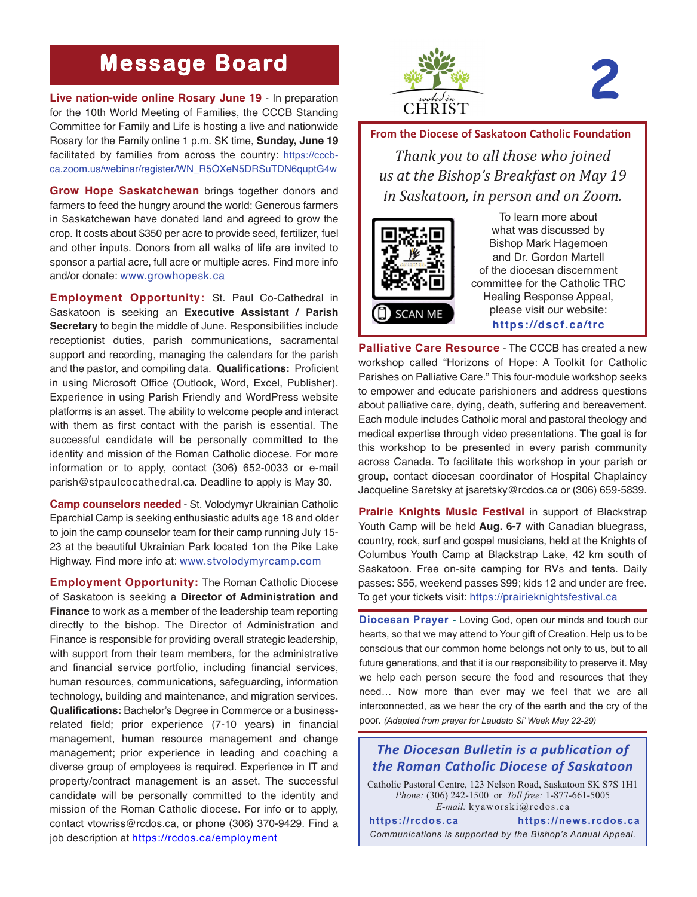# Message Board

**Live nation-wide online Rosary June 19** - In preparation for the 10th World Meeting of Families, the CCCB Standing Committee for Family and Life is hosting a live and nationwide Rosary for the Family online 1 p.m. SK time, **Sunday, June 19** facilitated by families from across the country: https://cccb-ca.zoom.us/webinar/register/WN_R5OXeN5DRSuTDN6quptG4w

**Grow Hope Saskatchewan** brings together donors and farmers to feed the hungry around the world: Generous farmers in Saskatchewan have donated land and agreed to grow the crop. It costs about $350 per acre to provide seed, fertilizer, fuel and other inputs. Donors from all walks of life are invited to sponsor a partial acre, full acre or multiple acres. Find more info and/or donate: www.growhopesk.ca

**Employment Opportunity:** St. Paul Co-Cathedral in Saskatoon is seeking an **Executive Assistant / Parish Secretary** to begin the middle of June. Responsibilities include receptionist duties, parish communications, sacramental support and recording, managing the calendars for the parish and the pastor, and compiling data. **Qualifications:** Proficient in using Microsoft Office (Outlook, Word, Excel, Publisher). Experience in using Parish Friendly and WordPress website platforms is an asset. The ability to welcome people and interact with them as first contact with the parish is essential. The successful candidate will be personally committed to the identity and mission of the Roman Catholic diocese. For more information or to apply, contact (306) 652-0033 or e-mail parish@stpaulcocathedral.ca. Deadline to apply is May 30.

**Camp counselors needed** - St. Volodymyr Ukrainian Catholic Eparchial Camp is seeking enthusiastic adults age 18 and older to join the camp counselor team for their camp running July 15-23 at the beautiful Ukrainian Park located 1on the Pike Lake Highway. Find more info at: www.stvolodymyrcamp.com

**Employment Opportunity:** The Roman Catholic Diocese of Saskatoon is seeking a **Director of Administration and Finance** to work as a member of the leadership team reporting directly to the bishop. The Director of Administration and Finance is responsible for providing overall strategic leadership, with support from their team members, for the administrative and financial service portfolio, including financial services, human resources, communications, safeguarding, information technology, building and maintenance, and migration services. **Qualifications:** Bachelor's Degree in Commerce or a business-related field; prior experience (7-10 years) in financial management, human resource management and change management; prior experience in leading and coaching a diverse group of employees is required. Experience in IT and property/contract management is an asset. The successful candidate will be personally committed to the identity and mission of the Roman Catholic diocese. For info or to apply, contact vtowriss@rcdos.ca, or phone (306) 370-9429. Find a job description at https://rcdos.ca/employment

rooted in CHRIST

**From the Diocese of Saskatoon Catholic Foundation**

*Thank you to all those who joined us at the Bishop's Breakfast on May 19 in Saskatoon, in person and on Zoom.*

SCAN ME

To learn more about what was discussed by Bishop Mark Hagemoen and Dr. Gordon Martell of the diocesan discernment committee for the Catholic TRC Healing Response Appeal, please visit our website: **https://dscf.ca/trc**

**Palliative Care Resource** - The CCCB has created a new workshop called "Horizons of Hope: A Toolkit for Catholic Parishes on Palliative Care." This four-module workshop seeks to empower and educate parishioners and address questions about palliative care, dying, death, suffering and bereavement. Each module includes Catholic moral and pastoral theology and medical expertise through video presentations. The goal is for this workshop to be presented in every parish community across Canada. To facilitate this workshop in your parish or group, contact diocesan coordinator of Hospital Chaplaincy Jacqueline Saretsky at jsaretsky@rcdos.ca or (306) 659-5839.

**Prairie Knights Music Festival** in support of Blackstrap Youth Camp will be held **Aug. 6-7** with Canadian bluegrass, country, rock, surf and gospel musicians, held at the Knights of Columbus Youth Camp at Blackstrap Lake, 42 km south of Saskatoon. Free on-site camping for RVs and tents. Daily passes: $55, weekend passes $99; kids 12 and under are free. To get your tickets visit: https://prairieknightsfestival.ca

**Diocesan Prayer** - Loving God, open our minds and touch our hearts, so that we may attend to Your gift of Creation. Help us to be conscious that our common home belongs not only to us, but to all future generations, and that it is our responsibility to preserve it. May we help each person secure the food and resources that they need… Now more than ever may we feel that we are all interconnected, as we hear the cry of the earth and the cry of the poor. *(Adapted from prayer for Laudato Si' Week May 22-29)*

***The Diocesan Bulletin is a publication of the Roman Catholic Diocese of Saskatoon***

Catholic Pastoral Centre, 123 Nelson Road, Saskatoon SK S7S 1H1
*Phone:* (306) 242-1500 or *Toll free:* 1-877-661-5005
*E-mail:* kyaworski@rcdos.ca

**https://rcdos.ca** **https://news.rcdos.ca**

*Communications is supported by the Bishop's Annual Appeal.*